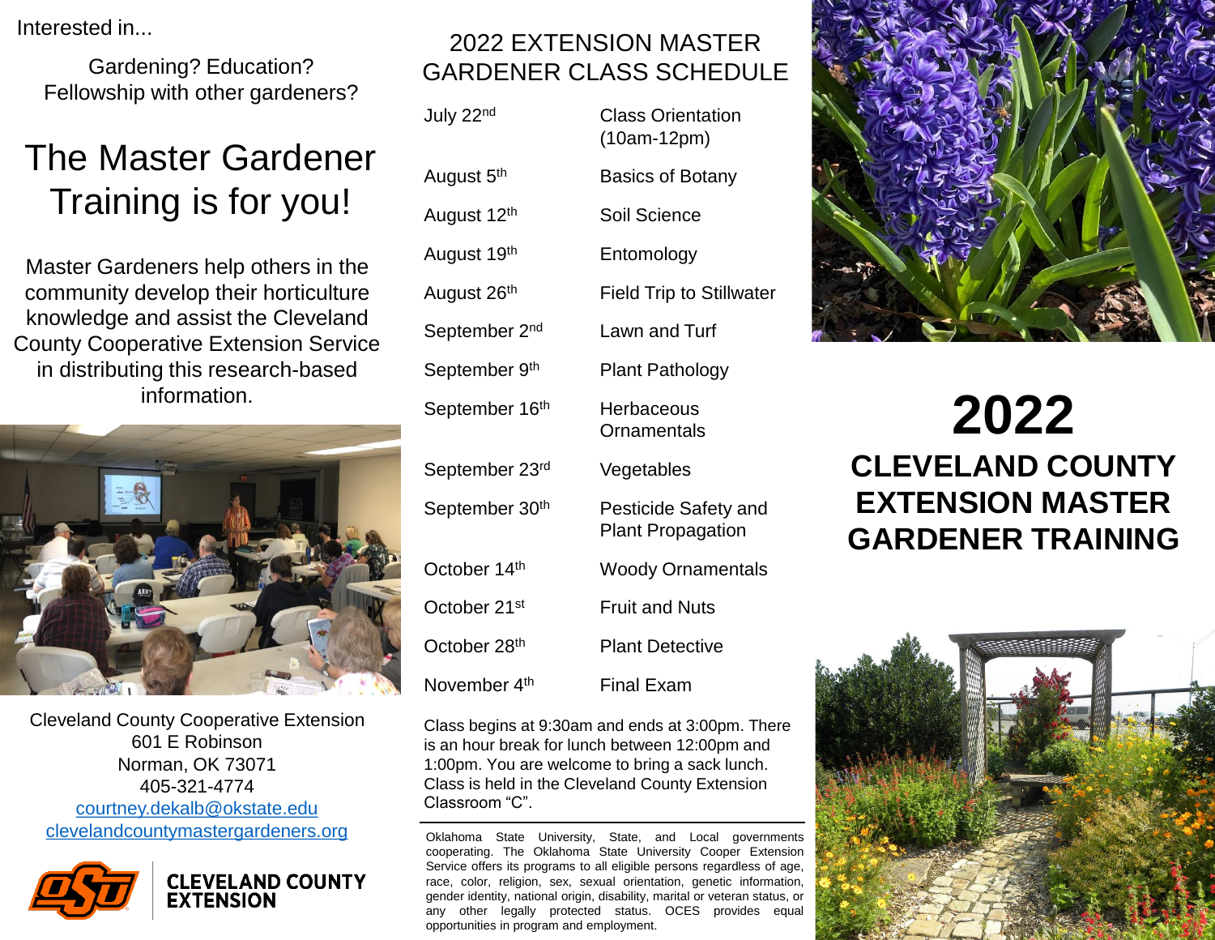Interested in...

Gardening? Education?
Fellowship with other gardeners?

# The Master Gardener Training is for you!

Master Gardeners help others in the community develop their horticulture knowledge and assist the Cleveland County Cooperative Extension Service in distributing this research-based information.

Cleveland County Cooperative Extension
601 E Robinson
Norman, OK 73071
405-321-4774
courtney.dekalb@okstate.edu
clevelandcountymastergardeners.org

CLEVELAND COUNTY EXTENSION

## 2022 EXTENSION MASTER GARDENER CLASS SCHEDULE

| Date | Class |
|---|---|
| July 22nd | Class Orientation (10am-12pm) |
| August 5th | Basics of Botany |
| August 12th | Soil Science |
| August 19th | Entomology |
| August 26th | Field Trip to Stillwater |
| September 2nd | Lawn and Turf |
| September 9th | Plant Pathology |
| September 16th | Herbaceous Ornamentals |
| September 23rd | Vegetables |
| September 30th | Pesticide Safety and Plant Propagation |
| October 14th | Woody Ornamentals |
| October 21st | Fruit and Nuts |
| October 28th | Plant Detective |
| November 4th | Final Exam |

Class begins at 9:30am and ends at 3:00pm. There is an hour break for lunch between 12:00pm and 1:00pm. You are welcome to bring a sack lunch. Class is held in the Cleveland County Extension Classroom "C".

Oklahoma State University, State, and Local governments cooperating. The Oklahoma State University Cooper Extension Service offers its programs to all eligible persons regardless of age, race, color, religion, sex, sexual orientation, genetic information, gender identity, national origin, disability, marital or veteran status, or any other legally protected status. OCES provides equal opportunities in program and employment.

# 2022

# CLEVELAND COUNTY EXTENSION MASTER GARDENER TRAINING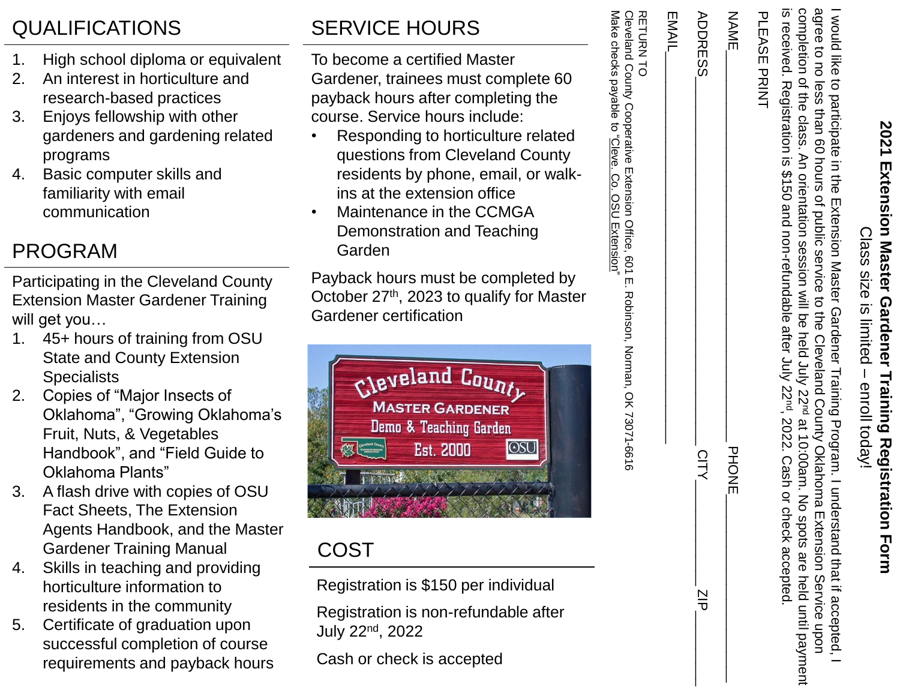## QUALIFICATIONS

1. High school diploma or equivalent
2. An interest in horticulture and research-based practices
3. Enjoys fellowship with other gardeners and gardening related programs
4. Basic computer skills and familiarity with email communication

## PROGRAM

Participating in the Cleveland County Extension Master Gardener Training will get you…

1. 45+ hours of training from OSU State and County Extension Specialists
2. Copies of “Major Insects of Oklahoma”, “Growing Oklahoma’s Fruit, Nuts, & Vegetables Handbook”, and “Field Guide to Oklahoma Plants”
3. A flash drive with copies of OSU Fact Sheets, The Extension Agents Handbook, and the Master Gardener Training Manual
4. Skills in teaching and providing horticulture information to residents in the community
5. Certificate of graduation upon successful completion of course requirements and payback hours

## SERVICE HOURS

To become a certified Master Gardener, trainees must complete 60 payback hours after completing the course. Service hours include:

- Responding to horticulture related questions from Cleveland County residents by phone, email, or walk-ins at the extension office
- Maintenance in the CCMGA Demonstration and Teaching Garden

Payback hours must be completed by October 27th, 2023 to qualify for Master Gardener certification

## COST

Registration is $150 per individual

Registration is non-refundable after July 22nd, 2022

Cash or check is accepted

## 2021 Extension Master Gardener Training Registration Form

Class size is limited – enroll today!

I would like to participate in the Extension Master Gardener Training Program. I understand that if accepted, I agree to no less than 60 hours of public service to the Cleveland County Oklahoma Extension Service upon completion of the class. An orientation session will be held July 22nd at 10:00am. No spots are held until payment is received. Registration is $150 and non-refundable after July 22nd, 2022. Cash or check accepted.

PLEASE PRINT

NAME ____________________ PHONE ____________________

ADDRESS ____________________ CITY ____________ ZIP ____________

EMAIL ____________________

RETURN TO
Cleveland County Cooperative Extension Office, 601 E. Robinson, Norman, OK 73071-6616
Make checks payable to “Cleve. Co. OSU Extension”